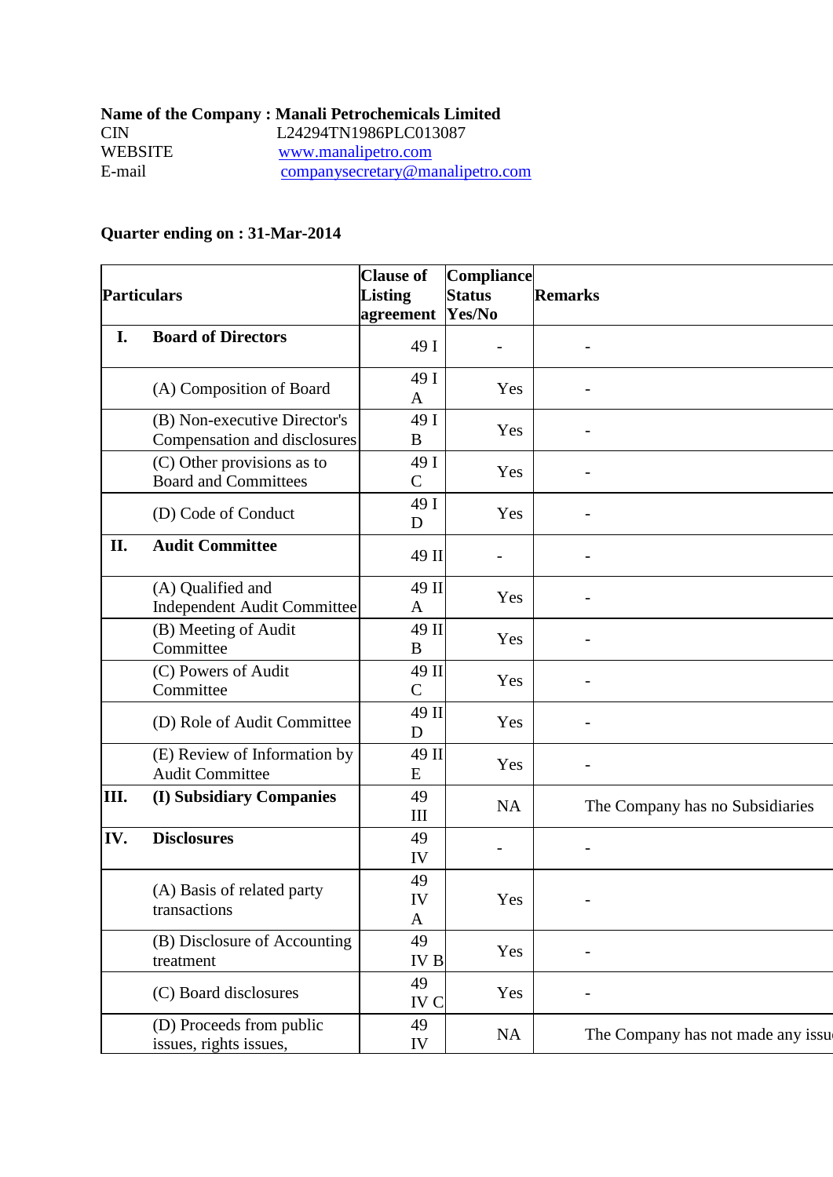**Name of the Company : Manali Petrochemicals Limited**

| | |
|---|---|
| CIN | L24294TN1986PLC013087 |
| WEBSITE | www.manalipetro.com |
| E-mail | companysecretary@manalipetro.com |

**Quarter ending on : 31-Mar-2014**

| **Particulars** | | **Clause of Listing agreement** | **Compliance Status Yes/No** | **Remarks** |
|---|---|---|---|---|
| **I.** | **Board of Directors** | 49 I | - | - |
| | (A) Composition of Board | 49 I A | Yes | - |
| | (B) Non-executive Director's Compensation and disclosures | 49 I B | Yes | - |
| | (C) Other provisions as to Board and Committees | 49 I C | Yes | - |
| | (D) Code of Conduct | 49 I D | Yes | - |
| **II.** | **Audit Committee** | 49 II | - | - |
| | (A) Qualified and Independent Audit Committee | 49 II A | Yes | - |
| | (B) Meeting of Audit Committee | 49 II B | Yes | - |
| | (C) Powers of Audit Committee | 49 II C | Yes | - |
| | (D) Role of Audit Committee | 49 II D | Yes | - |
| | (E) Review of Information by Audit Committee | 49 II E | Yes | - |
| **III.** | **(I) Subsidiary Companies** | 49 III | NA | The Company has no Subsidiaries |
| **IV.** | **Disclosures** | 49 IV | - | - |
| | (A) Basis of related party transactions | 49 IV A | Yes | - |
| | (B) Disclosure of Accounting treatment | 49 IV B | Yes | - |
| | (C) Board disclosures | 49 IV C | Yes | - |
| | (D) Proceeds from public issues, rights issues, | 49 IV | NA | The Company has not made any issu |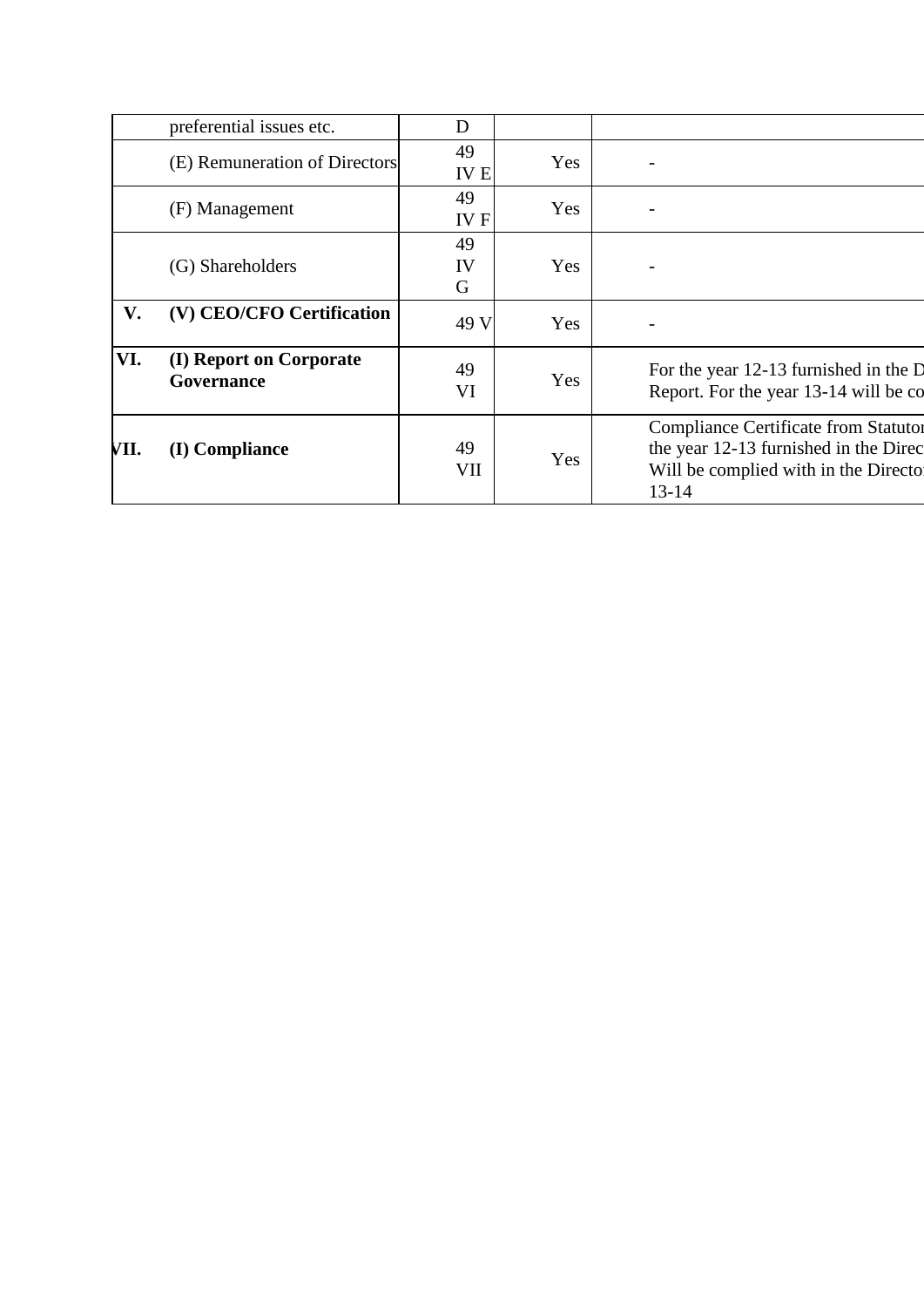| | | | | |
|---|---|---|---|---|
| | preferential issues etc. | D | | |
| | (E) Remuneration of Directors | 49 IV E | Yes | - |
| | (F) Management | 49 IV F | Yes | - |
| | (G) Shareholders | 49 IV G | Yes | - |
| **V.** | **(V) CEO/CFO Certification** | 49 V | Yes | - |
| **VI.** | **(I) Report on Corporate Governance** | 49 VI | Yes | For the year 12-13 furnished in the D Report. For the year 13-14 will be co |
| **VII.** | **(I) Compliance** | 49 VII | Yes | Compliance Certificate from Statutor the year 12-13 furnished in the Direc Will be complied with in the Director 13-14 |